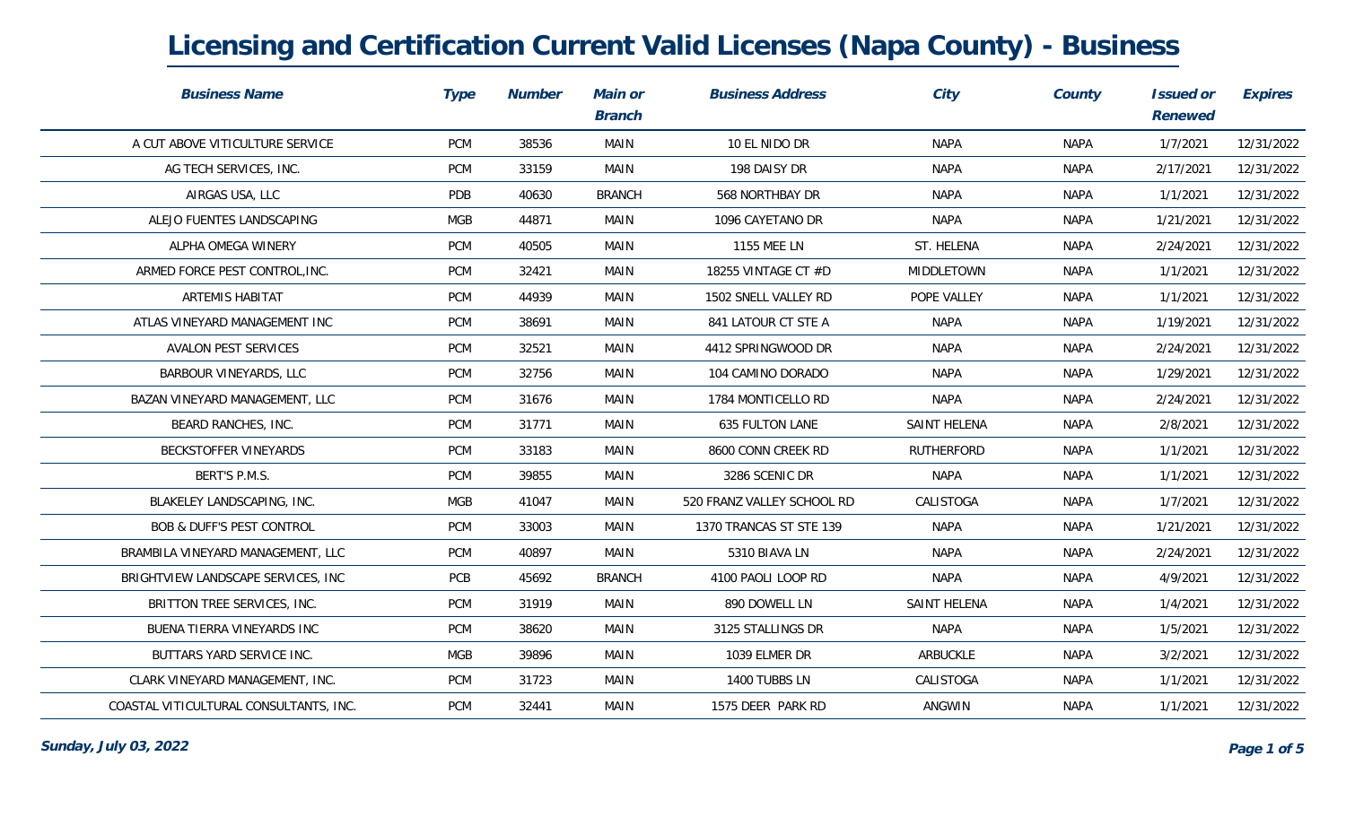# Licensing and Certification Current Valid Licenses (Napa County) - Business

| Business Name | Type | Number | Main or Branch | Business Address | City | County | Issued or Renewed | Expires |
|---|---|---|---|---|---|---|---|---|
| A CUT ABOVE VITICULTURE SERVICE | PCM | 38536 | MAIN | 10 EL NIDO DR | NAPA | NAPA | 1/7/2021 | 12/31/2022 |
| AG TECH SERVICES, INC. | PCM | 33159 | MAIN | 198 DAISY DR | NAPA | NAPA | 2/17/2021 | 12/31/2022 |
| AIRGAS USA, LLC | PDB | 40630 | BRANCH | 568 NORTHBAY DR | NAPA | NAPA | 1/1/2021 | 12/31/2022 |
| ALEJO FUENTES LANDSCAPING | MGB | 44871 | MAIN | 1096 CAYETANO DR | NAPA | NAPA | 1/21/2021 | 12/31/2022 |
| ALPHA OMEGA WINERY | PCM | 40505 | MAIN | 1155 MEE LN | ST. HELENA | NAPA | 2/24/2021 | 12/31/2022 |
| ARMED FORCE PEST CONTROL,INC. | PCM | 32421 | MAIN | 18255 VINTAGE CT #D | MIDDLETOWN | NAPA | 1/1/2021 | 12/31/2022 |
| ARTEMIS HABITAT | PCM | 44939 | MAIN | 1502 SNELL VALLEY RD | POPE VALLEY | NAPA | 1/1/2021 | 12/31/2022 |
| ATLAS VINEYARD MANAGEMENT INC | PCM | 38691 | MAIN | 841 LATOUR CT STE A | NAPA | NAPA | 1/19/2021 | 12/31/2022 |
| AVALON PEST SERVICES | PCM | 32521 | MAIN | 4412 SPRINGWOOD DR | NAPA | NAPA | 2/24/2021 | 12/31/2022 |
| BARBOUR VINEYARDS, LLC | PCM | 32756 | MAIN | 104 CAMINO DORADO | NAPA | NAPA | 1/29/2021 | 12/31/2022 |
| BAZAN VINEYARD MANAGEMENT, LLC | PCM | 31676 | MAIN | 1784 MONTICELLO RD | NAPA | NAPA | 2/24/2021 | 12/31/2022 |
| BEARD RANCHES, INC. | PCM | 31771 | MAIN | 635 FULTON LANE | SAINT HELENA | NAPA | 2/8/2021 | 12/31/2022 |
| BECKSTOFFER VINEYARDS | PCM | 33183 | MAIN | 8600 CONN CREEK RD | RUTHERFORD | NAPA | 1/1/2021 | 12/31/2022 |
| BERT'S P.M.S. | PCM | 39855 | MAIN | 3286 SCENIC DR | NAPA | NAPA | 1/1/2021 | 12/31/2022 |
| BLAKELEY LANDSCAPING, INC. | MGB | 41047 | MAIN | 520 FRANZ VALLEY SCHOOL RD | CALISTOGA | NAPA | 1/7/2021 | 12/31/2022 |
| BOB & DUFF'S PEST CONTROL | PCM | 33003 | MAIN | 1370 TRANCAS ST STE 139 | NAPA | NAPA | 1/21/2021 | 12/31/2022 |
| BRAMBILA VINEYARD MANAGEMENT, LLC | PCM | 40897 | MAIN | 5310 BIAVA LN | NAPA | NAPA | 2/24/2021 | 12/31/2022 |
| BRIGHTVIEW LANDSCAPE SERVICES, INC | PCB | 45692 | BRANCH | 4100 PAOLI LOOP RD | NAPA | NAPA | 4/9/2021 | 12/31/2022 |
| BRITTON TREE SERVICES, INC. | PCM | 31919 | MAIN | 890 DOWELL LN | SAINT HELENA | NAPA | 1/4/2021 | 12/31/2022 |
| BUENA TIERRA VINEYARDS INC | PCM | 38620 | MAIN | 3125 STALLINGS DR | NAPA | NAPA | 1/5/2021 | 12/31/2022 |
| BUTTARS YARD SERVICE INC. | MGB | 39896 | MAIN | 1039 ELMER DR | ARBUCKLE | NAPA | 3/2/2021 | 12/31/2022 |
| CLARK VINEYARD MANAGEMENT, INC. | PCM | 31723 | MAIN | 1400 TUBBS LN | CALISTOGA | NAPA | 1/1/2021 | 12/31/2022 |
| COASTAL VITICULTURAL CONSULTANTS, INC. | PCM | 32441 | MAIN | 1575 DEER PARK RD | ANGWIN | NAPA | 1/1/2021 | 12/31/2022 |

*Sunday, July 03, 2022*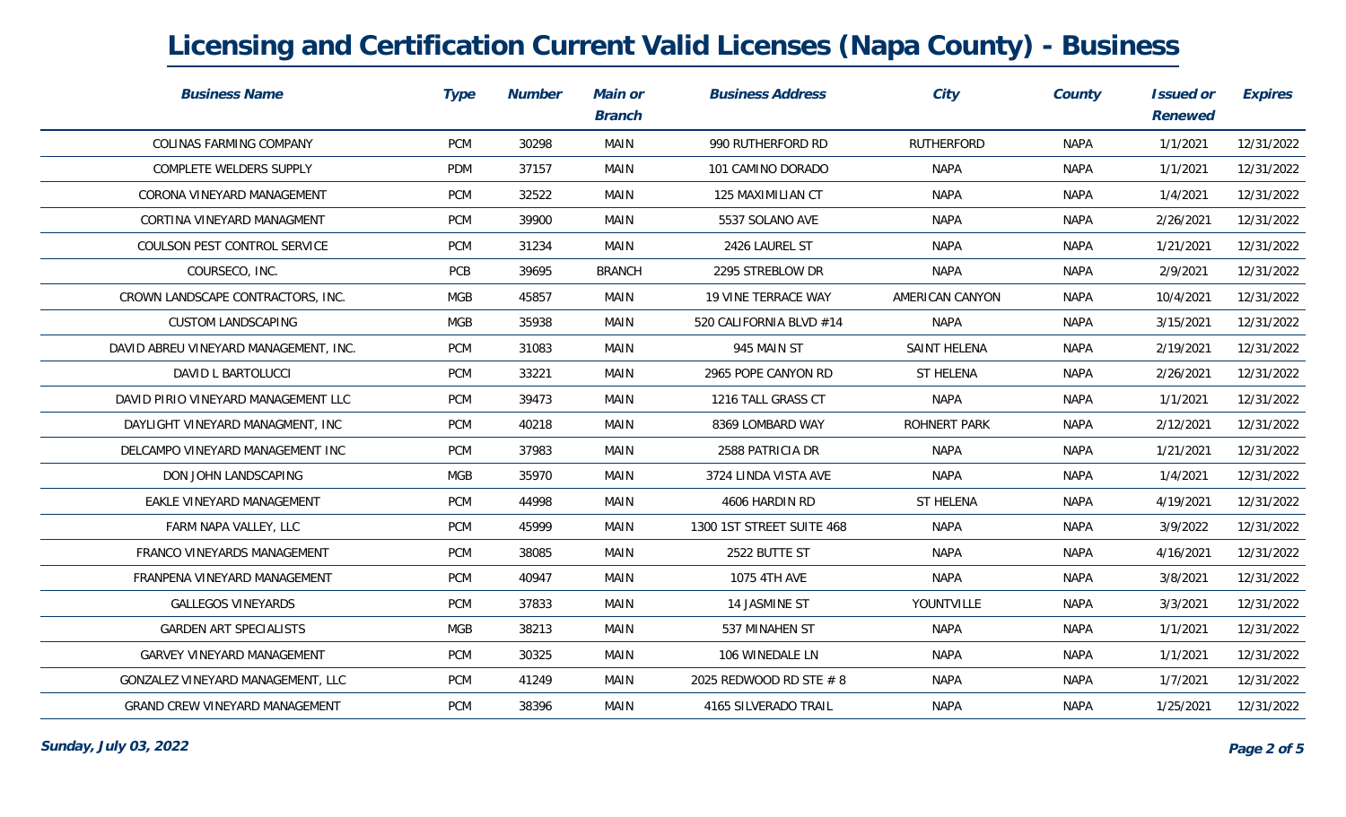# Licensing and Certification Current Valid Licenses (Napa County) - Business

| Business Name | Type | Number | Main or Branch | Business Address | City | County | Issued or Renewed | Expires |
|---|---|---|---|---|---|---|---|---|
| COLINAS FARMING COMPANY | PCM | 30298 | MAIN | 990 RUTHERFORD RD | RUTHERFORD | NAPA | 1/1/2021 | 12/31/2022 |
| COMPLETE WELDERS SUPPLY | PDM | 37157 | MAIN | 101 CAMINO DORADO | NAPA | NAPA | 1/1/2021 | 12/31/2022 |
| CORONA VINEYARD MANAGEMENT | PCM | 32522 | MAIN | 125 MAXIMILIAN CT | NAPA | NAPA | 1/4/2021 | 12/31/2022 |
| CORTINA VINEYARD MANAGMENT | PCM | 39900 | MAIN | 5537 SOLANO AVE | NAPA | NAPA | 2/26/2021 | 12/31/2022 |
| COULSON PEST CONTROL SERVICE | PCM | 31234 | MAIN | 2426 LAUREL ST | NAPA | NAPA | 1/21/2021 | 12/31/2022 |
| COURSECO, INC. | PCB | 39695 | BRANCH | 2295 STREBLOW DR | NAPA | NAPA | 2/9/2021 | 12/31/2022 |
| CROWN LANDSCAPE CONTRACTORS, INC. | MGB | 45857 | MAIN | 19 VINE TERRACE WAY | AMERICAN CANYON | NAPA | 10/4/2021 | 12/31/2022 |
| CUSTOM LANDSCAPING | MGB | 35938 | MAIN | 520 CALIFORNIA BLVD #14 | NAPA | NAPA | 3/15/2021 | 12/31/2022 |
| DAVID ABREU VINEYARD MANAGEMENT, INC. | PCM | 31083 | MAIN | 945 MAIN ST | SAINT HELENA | NAPA | 2/19/2021 | 12/31/2022 |
| DAVID L BARTOLUCCI | PCM | 33221 | MAIN | 2965 POPE CANYON RD | ST HELENA | NAPA | 2/26/2021 | 12/31/2022 |
| DAVID PIRIO VINEYARD MANAGEMENT LLC | PCM | 39473 | MAIN | 1216 TALL GRASS CT | NAPA | NAPA | 1/1/2021 | 12/31/2022 |
| DAYLIGHT VINEYARD MANAGMENT, INC | PCM | 40218 | MAIN | 8369 LOMBARD WAY | ROHNERT PARK | NAPA | 2/12/2021 | 12/31/2022 |
| DELCAMPO VINEYARD MANAGEMENT INC | PCM | 37983 | MAIN | 2588 PATRICIA DR | NAPA | NAPA | 1/21/2021 | 12/31/2022 |
| DON JOHN LANDSCAPING | MGB | 35970 | MAIN | 3724 LINDA VISTA AVE | NAPA | NAPA | 1/4/2021 | 12/31/2022 |
| EAKLE VINEYARD MANAGEMENT | PCM | 44998 | MAIN | 4606 HARDIN RD | ST HELENA | NAPA | 4/19/2021 | 12/31/2022 |
| FARM NAPA VALLEY, LLC | PCM | 45999 | MAIN | 1300 1ST STREET SUITE 468 | NAPA | NAPA | 3/9/2022 | 12/31/2022 |
| FRANCO VINEYARDS MANAGEMENT | PCM | 38085 | MAIN | 2522 BUTTE ST | NAPA | NAPA | 4/16/2021 | 12/31/2022 |
| FRANPENA VINEYARD MANAGEMENT | PCM | 40947 | MAIN | 1075 4TH AVE | NAPA | NAPA | 3/8/2021 | 12/31/2022 |
| GALLEGOS VINEYARDS | PCM | 37833 | MAIN | 14 JASMINE ST | YOUNTVILLE | NAPA | 3/3/2021 | 12/31/2022 |
| GARDEN ART SPECIALISTS | MGB | 38213 | MAIN | 537 MINAHEN ST | NAPA | NAPA | 1/1/2021 | 12/31/2022 |
| GARVEY VINEYARD MANAGEMENT | PCM | 30325 | MAIN | 106 WINEDALE LN | NAPA | NAPA | 1/1/2021 | 12/31/2022 |
| GONZALEZ VINEYARD MANAGEMENT, LLC | PCM | 41249 | MAIN | 2025 REDWOOD RD STE # 8 | NAPA | NAPA | 1/7/2021 | 12/31/2022 |
| GRAND CREW VINEYARD MANAGEMENT | PCM | 38396 | MAIN | 4165 SILVERADO TRAIL | NAPA | NAPA | 1/25/2021 | 12/31/2022 |

*Sunday, July 03, 2022*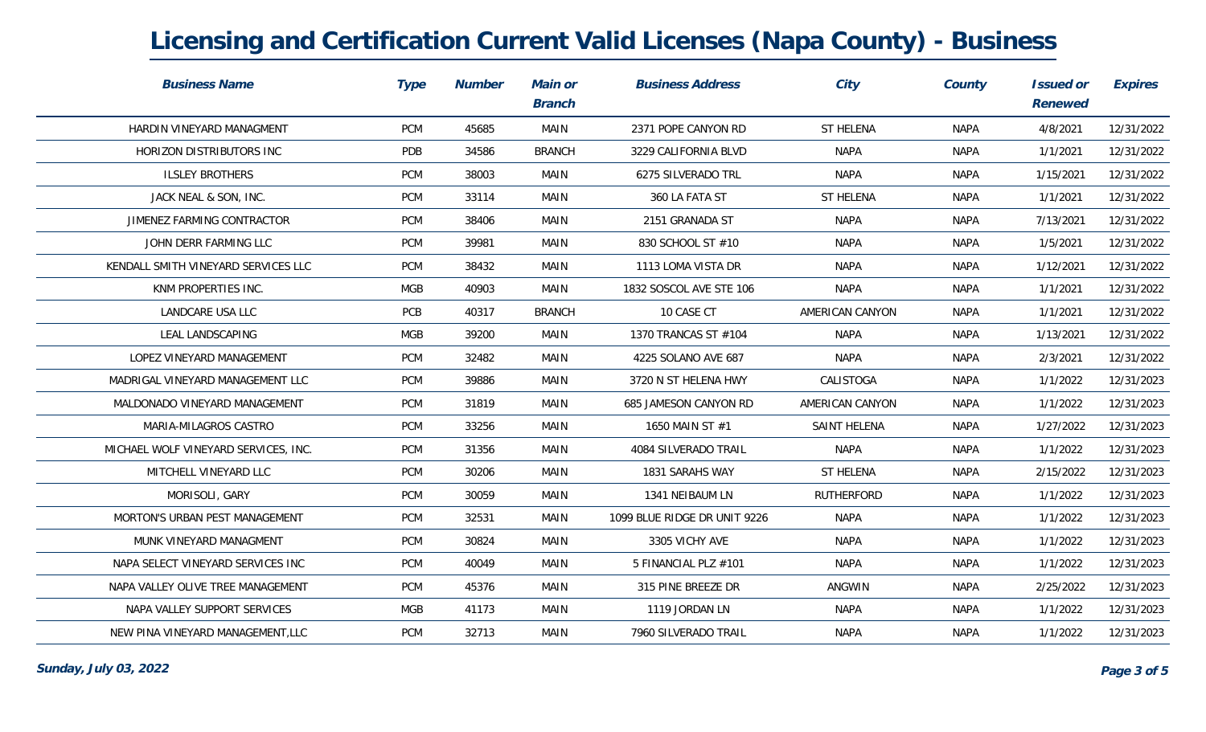# Licensing and Certification Current Valid Licenses (Napa County) - Business

| Business Name | Type | Number | Main or Branch | Business Address | City | County | Issued or Renewed | Expires |
|---|---|---|---|---|---|---|---|---|
| HARDIN VINEYARD MANAGMENT | PCM | 45685 | MAIN | 2371 POPE CANYON RD | ST HELENA | NAPA | 4/8/2021 | 12/31/2022 |
| HORIZON DISTRIBUTORS INC | PDB | 34586 | BRANCH | 3229 CALIFORNIA BLVD | NAPA | NAPA | 1/1/2021 | 12/31/2022 |
| ILSLEY BROTHERS | PCM | 38003 | MAIN | 6275 SILVERADO TRL | NAPA | NAPA | 1/15/2021 | 12/31/2022 |
| JACK NEAL & SON, INC. | PCM | 33114 | MAIN | 360 LA FATA ST | ST HELENA | NAPA | 1/1/2021 | 12/31/2022 |
| JIMENEZ FARMING CONTRACTOR | PCM | 38406 | MAIN | 2151 GRANADA ST | NAPA | NAPA | 7/13/2021 | 12/31/2022 |
| JOHN DERR FARMING LLC | PCM | 39981 | MAIN | 830 SCHOOL ST #10 | NAPA | NAPA | 1/5/2021 | 12/31/2022 |
| KENDALL SMITH VINEYARD SERVICES LLC | PCM | 38432 | MAIN | 1113 LOMA VISTA DR | NAPA | NAPA | 1/12/2021 | 12/31/2022 |
| KNM PROPERTIES INC. | MGB | 40903 | MAIN | 1832 SOSCOL AVE STE 106 | NAPA | NAPA | 1/1/2021 | 12/31/2022 |
| LANDCARE USA LLC | PCB | 40317 | BRANCH | 10 CASE CT | AMERICAN CANYON | NAPA | 1/1/2021 | 12/31/2022 |
| LEAL LANDSCAPING | MGB | 39200 | MAIN | 1370 TRANCAS ST #104 | NAPA | NAPA | 1/13/2021 | 12/31/2022 |
| LOPEZ VINEYARD MANAGEMENT | PCM | 32482 | MAIN | 4225 SOLANO AVE 687 | NAPA | NAPA | 2/3/2021 | 12/31/2022 |
| MADRIGAL VINEYARD MANAGEMENT LLC | PCM | 39886 | MAIN | 3720 N ST HELENA HWY | CALISTOGA | NAPA | 1/1/2022 | 12/31/2023 |
| MALDONADO VINEYARD MANAGEMENT | PCM | 31819 | MAIN | 685 JAMESON CANYON RD | AMERICAN CANYON | NAPA | 1/1/2022 | 12/31/2023 |
| MARIA-MILAGROS CASTRO | PCM | 33256 | MAIN | 1650 MAIN ST #1 | SAINT HELENA | NAPA | 1/27/2022 | 12/31/2023 |
| MICHAEL WOLF VINEYARD SERVICES, INC. | PCM | 31356 | MAIN | 4084 SILVERADO TRAIL | NAPA | NAPA | 1/1/2022 | 12/31/2023 |
| MITCHELL VINEYARD LLC | PCM | 30206 | MAIN | 1831 SARAHS WAY | ST HELENA | NAPA | 2/15/2022 | 12/31/2023 |
| MORISOLI, GARY | PCM | 30059 | MAIN | 1341 NEIBAUM LN | RUTHERFORD | NAPA | 1/1/2022 | 12/31/2023 |
| MORTON'S URBAN PEST MANAGEMENT | PCM | 32531 | MAIN | 1099 BLUE RIDGE DR UNIT 9226 | NAPA | NAPA | 1/1/2022 | 12/31/2023 |
| MUNK VINEYARD MANAGMENT | PCM | 30824 | MAIN | 3305 VICHY AVE | NAPA | NAPA | 1/1/2022 | 12/31/2023 |
| NAPA SELECT VINEYARD SERVICES INC | PCM | 40049 | MAIN | 5 FINANCIAL PLZ #101 | NAPA | NAPA | 1/1/2022 | 12/31/2023 |
| NAPA VALLEY OLIVE TREE MANAGEMENT | PCM | 45376 | MAIN | 315 PINE BREEZE DR | ANGWIN | NAPA | 2/25/2022 | 12/31/2023 |
| NAPA VALLEY SUPPORT SERVICES | MGB | 41173 | MAIN | 1119 JORDAN LN | NAPA | NAPA | 1/1/2022 | 12/31/2023 |
| NEW PINA VINEYARD MANAGEMENT,LLC | PCM | 32713 | MAIN | 7960 SILVERADO TRAIL | NAPA | NAPA | 1/1/2022 | 12/31/2023 |

*Sunday, July 03, 2022*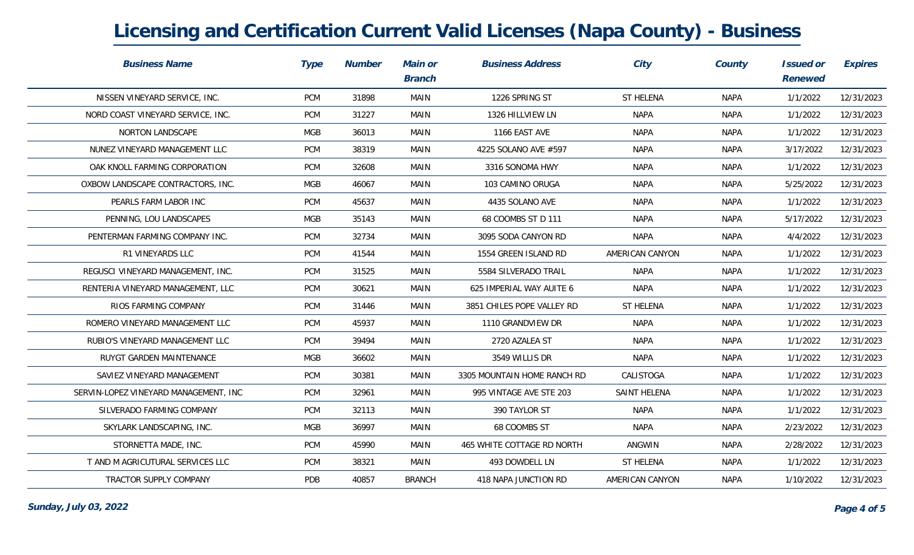# Licensing and Certification Current Valid Licenses (Napa County) - Business

| Business Name | Type | Number | Main or Branch | Business Address | City | County | Issued or Renewed | Expires |
|---|---|---|---|---|---|---|---|---|
| NISSEN VINEYARD SERVICE, INC. | PCM | 31898 | MAIN | 1226 SPRING ST | ST HELENA | NAPA | 1/1/2022 | 12/31/2023 |
| NORD COAST VINEYARD SERVICE, INC. | PCM | 31227 | MAIN | 1326 HILLVIEW LN | NAPA | NAPA | 1/1/2022 | 12/31/2023 |
| NORTON LANDSCAPE | MGB | 36013 | MAIN | 1166 EAST AVE | NAPA | NAPA | 1/1/2022 | 12/31/2023 |
| NUNEZ VINEYARD MANAGEMENT LLC | PCM | 38319 | MAIN | 4225 SOLANO AVE #597 | NAPA | NAPA | 3/17/2022 | 12/31/2023 |
| OAK KNOLL FARMING CORPORATION | PCM | 32608 | MAIN | 3316 SONOMA HWY | NAPA | NAPA | 1/1/2022 | 12/31/2023 |
| OXBOW LANDSCAPE CONTRACTORS, INC. | MGB | 46067 | MAIN | 103 CAMINO ORUGA | NAPA | NAPA | 5/25/2022 | 12/31/2023 |
| PEARLS FARM LABOR INC | PCM | 45637 | MAIN | 4435 SOLANO AVE | NAPA | NAPA | 1/1/2022 | 12/31/2023 |
| PENNING, LOU LANDSCAPES | MGB | 35143 | MAIN | 68 COOMBS ST D 111 | NAPA | NAPA | 5/17/2022 | 12/31/2023 |
| PENTERMAN FARMING COMPANY INC. | PCM | 32734 | MAIN | 3095 SODA CANYON RD | NAPA | NAPA | 4/4/2022 | 12/31/2023 |
| R1 VINEYARDS LLC | PCM | 41544 | MAIN | 1554 GREEN ISLAND RD | AMERICAN CANYON | NAPA | 1/1/2022 | 12/31/2023 |
| REGUSCI VINEYARD MANAGEMENT, INC. | PCM | 31525 | MAIN | 5584 SILVERADO TRAIL | NAPA | NAPA | 1/1/2022 | 12/31/2023 |
| RENTERIA VINEYARD MANAGEMENT, LLC | PCM | 30621 | MAIN | 625 IMPERIAL WAY AUITE 6 | NAPA | NAPA | 1/1/2022 | 12/31/2023 |
| RIOS FARMING COMPANY | PCM | 31446 | MAIN | 3851 CHILES POPE VALLEY RD | ST HELENA | NAPA | 1/1/2022 | 12/31/2023 |
| ROMERO VINEYARD MANAGEMENT LLC | PCM | 45937 | MAIN | 1110 GRANDVIEW DR | NAPA | NAPA | 1/1/2022 | 12/31/2023 |
| RUBIO'S VINEYARD MANAGEMENT LLC | PCM | 39494 | MAIN | 2720 AZALEA ST | NAPA | NAPA | 1/1/2022 | 12/31/2023 |
| RUYGT GARDEN MAINTENANCE | MGB | 36602 | MAIN | 3549 WILLIS DR | NAPA | NAPA | 1/1/2022 | 12/31/2023 |
| SAVIEZ VINEYARD MANAGEMENT | PCM | 30381 | MAIN | 3305 MOUNTAIN HOME RANCH RD | CALISTOGA | NAPA | 1/1/2022 | 12/31/2023 |
| SERVIN-LOPEZ VINEYARD MANAGEMENT, INC | PCM | 32961 | MAIN | 995 VINTAGE AVE STE 203 | SAINT HELENA | NAPA | 1/1/2022 | 12/31/2023 |
| SILVERADO FARMING COMPANY | PCM | 32113 | MAIN | 390 TAYLOR ST | NAPA | NAPA | 1/1/2022 | 12/31/2023 |
| SKYLARK LANDSCAPING, INC. | MGB | 36997 | MAIN | 68 COOMBS ST | NAPA | NAPA | 2/23/2022 | 12/31/2023 |
| STORNETTA MADE, INC. | PCM | 45990 | MAIN | 465 WHITE COTTAGE RD NORTH | ANGWIN | NAPA | 2/28/2022 | 12/31/2023 |
| T AND M AGRICUTURAL SERVICES LLC | PCM | 38321 | MAIN | 493 DOWDELL LN | ST HELENA | NAPA | 1/1/2022 | 12/31/2023 |
| TRACTOR SUPPLY COMPANY | PDB | 40857 | BRANCH | 418 NAPA JUNCTION RD | AMERICAN CANYON | NAPA | 1/10/2022 | 12/31/2023 |

*Sunday, July 03, 2022*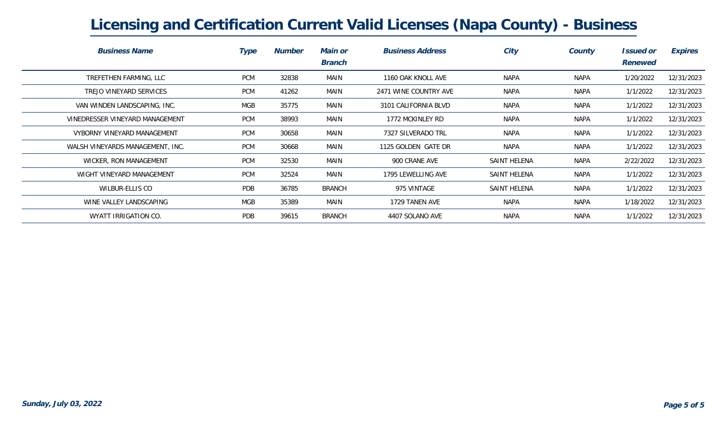# Licensing and Certification Current Valid Licenses (Napa County) - Business

| Business Name | Type | Number | Main or Branch | Business Address | City | County | Issued or Renewed | Expires |
|---|---|---|---|---|---|---|---|---|
| TREFETHEN FARMING, LLC | PCM | 32838 | MAIN | 1160 OAK KNOLL AVE | NAPA | NAPA | 1/20/2022 | 12/31/2023 |
| TREJO VINEYARD SERVICES | PCM | 41262 | MAIN | 2471 WINE COUNTRY AVE | NAPA | NAPA | 1/1/2022 | 12/31/2023 |
| VAN WINDEN LANDSCAPING, INC. | MGB | 35775 | MAIN | 3101 CALIFORNIA BLVD | NAPA | NAPA | 1/1/2022 | 12/31/2023 |
| VINEDRESSER VINEYARD MANAGEMENT | PCM | 38993 | MAIN | 1772 MCKINLEY RD | NAPA | NAPA | 1/1/2022 | 12/31/2023 |
| VYBORNY VINEYARD MANAGEMENT | PCM | 30658 | MAIN | 7327 SILVERADO TRL | NAPA | NAPA | 1/1/2022 | 12/31/2023 |
| WALSH VINEYARDS MANAGEMENT, INC. | PCM | 30668 | MAIN | 1125 GOLDEN GATE DR | NAPA | NAPA | 1/1/2022 | 12/31/2023 |
| WICKER, RON MANAGEMENT | PCM | 32530 | MAIN | 900 CRANE AVE | SAINT HELENA | NAPA | 2/22/2022 | 12/31/2023 |
| WIGHT VINEYARD MANAGEMENT | PCM | 32524 | MAIN | 1795 LEWELLING AVE | SAINT HELENA | NAPA | 1/1/2022 | 12/31/2023 |
| WILBUR-ELLIS CO | PDB | 36785 | BRANCH | 975 VINTAGE | SAINT HELENA | NAPA | 1/1/2022 | 12/31/2023 |
| WINE VALLEY LANDSCAPING | MGB | 35389 | MAIN | 1729 TANEN AVE | NAPA | NAPA | 1/18/2022 | 12/31/2023 |
| WYATT IRRIGATION CO. | PDB | 39615 | BRANCH | 4407 SOLANO AVE | NAPA | NAPA | 1/1/2022 | 12/31/2023 |

*Sunday, July 03, 2022*